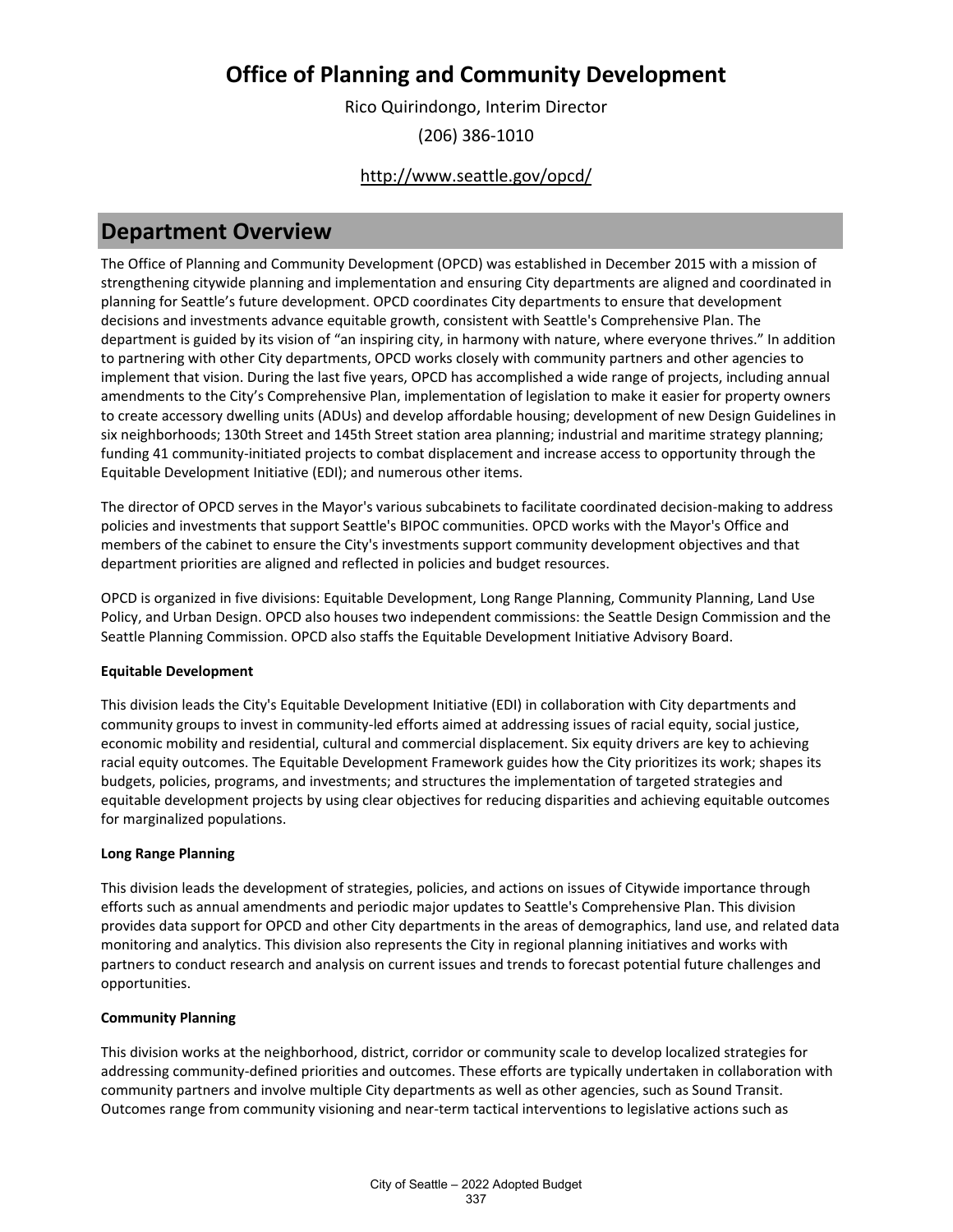# Office of Planning and Community Development

Rico Quirindongo, Interim Director

(206) 386-1010

http://www.seattle.gov/opcd/

## Department Overview

The Office of Planning and Community Development (OPCD) was established in December 2015 with a mission of strengthening citywide planning and implementation and ensuring City departments are aligned and coordinated in planning for Seattle's future development. OPCD coordinates City departments to ensure that development decisions and investments advance equitable growth, consistent with Seattle's Comprehensive Plan. The department is guided by its vision of "an inspiring city, in harmony with nature, where everyone thrives." In addition to partnering with other City departments, OPCD works closely with community partners and other agencies to implement that vision. During the last five years, OPCD has accomplished a wide range of projects, including annual amendments to the City's Comprehensive Plan, implementation of legislation to make it easier for property owners to create accessory dwelling units (ADUs) and develop affordable housing; development of new Design Guidelines in six neighborhoods; 130th Street and 145th Street station area planning; industrial and maritime strategy planning; funding 41 community-initiated projects to combat displacement and increase access to opportunity through the Equitable Development Initiative (EDI); and numerous other items.

The director of OPCD serves in the Mayor's various subcabinets to facilitate coordinated decision-making to address policies and investments that support Seattle's BIPOC communities. OPCD works with the Mayor's Office and members of the cabinet to ensure the City's investments support community development objectives and that department priorities are aligned and reflected in policies and budget resources.

OPCD is organized in five divisions: Equitable Development, Long Range Planning, Community Planning, Land Use Policy, and Urban Design. OPCD also houses two independent commissions: the Seattle Design Commission and the Seattle Planning Commission. OPCD also staffs the Equitable Development Initiative Advisory Board.

**Equitable Development**

This division leads the City's Equitable Development Initiative (EDI) in collaboration with City departments and community groups to invest in community-led efforts aimed at addressing issues of racial equity, social justice, economic mobility and residential, cultural and commercial displacement. Six equity drivers are key to achieving racial equity outcomes. The Equitable Development Framework guides how the City prioritizes its work; shapes its budgets, policies, programs, and investments; and structures the implementation of targeted strategies and equitable development projects by using clear objectives for reducing disparities and achieving equitable outcomes for marginalized populations.

**Long Range Planning**

This division leads the development of strategies, policies, and actions on issues of Citywide importance through efforts such as annual amendments and periodic major updates to Seattle's Comprehensive Plan. This division provides data support for OPCD and other City departments in the areas of demographics, land use, and related data monitoring and analytics. This division also represents the City in regional planning initiatives and works with partners to conduct research and analysis on current issues and trends to forecast potential future challenges and opportunities.

**Community Planning**

This division works at the neighborhood, district, corridor or community scale to develop localized strategies for addressing community-defined priorities and outcomes. These efforts are typically undertaken in collaboration with community partners and involve multiple City departments as well as other agencies, such as Sound Transit. Outcomes range from community visioning and near-term tactical interventions to legislative actions such as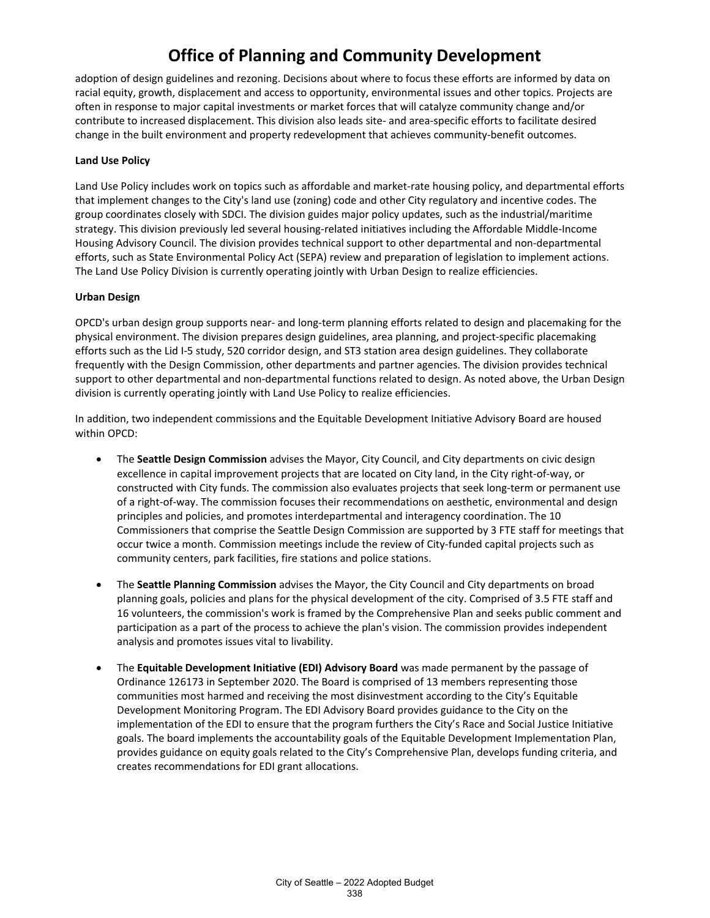adoption of design guidelines and rezoning. Decisions about where to focus these efforts are informed by data on racial equity, growth, displacement and access to opportunity, environmental issues and other topics. Projects are often in response to major capital investments or market forces that will catalyze community change and/or contribute to increased displacement. This division also leads site- and area-specific efforts to facilitate desired change in the built environment and property redevelopment that achieves community-benefit outcomes.

**Land Use Policy**

Land Use Policy includes work on topics such as affordable and market-rate housing policy, and departmental efforts that implement changes to the City's land use (zoning) code and other City regulatory and incentive codes. The group coordinates closely with SDCI. The division guides major policy updates, such as the industrial/maritime strategy. This division previously led several housing-related initiatives including the Affordable Middle-Income Housing Advisory Council. The division provides technical support to other departmental and non-departmental efforts, such as State Environmental Policy Act (SEPA) review and preparation of legislation to implement actions. The Land Use Policy Division is currently operating jointly with Urban Design to realize efficiencies.

**Urban Design**

OPCD's urban design group supports near- and long-term planning efforts related to design and placemaking for the physical environment. The division prepares design guidelines, area planning, and project-specific placemaking efforts such as the Lid I-5 study, 520 corridor design, and ST3 station area design guidelines. They collaborate frequently with the Design Commission, other departments and partner agencies. The division provides technical support to other departmental and non-departmental functions related to design. As noted above, the Urban Design division is currently operating jointly with Land Use Policy to realize efficiencies.

In addition, two independent commissions and the Equitable Development Initiative Advisory Board are housed within OPCD:

- The **Seattle Design Commission** advises the Mayor, City Council, and City departments on civic design excellence in capital improvement projects that are located on City land, in the City right-of-way, or constructed with City funds. The commission also evaluates projects that seek long-term or permanent use of a right-of-way. The commission focuses their recommendations on aesthetic, environmental and design principles and policies, and promotes interdepartmental and interagency coordination. The 10 Commissioners that comprise the Seattle Design Commission are supported by 3 FTE staff for meetings that occur twice a month. Commission meetings include the review of City-funded capital projects such as community centers, park facilities, fire stations and police stations.

- The **Seattle Planning Commission** advises the Mayor, the City Council and City departments on broad planning goals, policies and plans for the physical development of the city. Comprised of 3.5 FTE staff and 16 volunteers, the commission's work is framed by the Comprehensive Plan and seeks public comment and participation as a part of the process to achieve the plan's vision. The commission provides independent analysis and promotes issues vital to livability.

- The **Equitable Development Initiative (EDI) Advisory Board** was made permanent by the passage of Ordinance 126173 in September 2020. The Board is comprised of 13 members representing those communities most harmed and receiving the most disinvestment according to the City's Equitable Development Monitoring Program. The EDI Advisory Board provides guidance to the City on the implementation of the EDI to ensure that the program furthers the City's Race and Social Justice Initiative goals. The board implements the accountability goals of the Equitable Development Implementation Plan, provides guidance on equity goals related to the City's Comprehensive Plan, develops funding criteria, and creates recommendations for EDI grant allocations.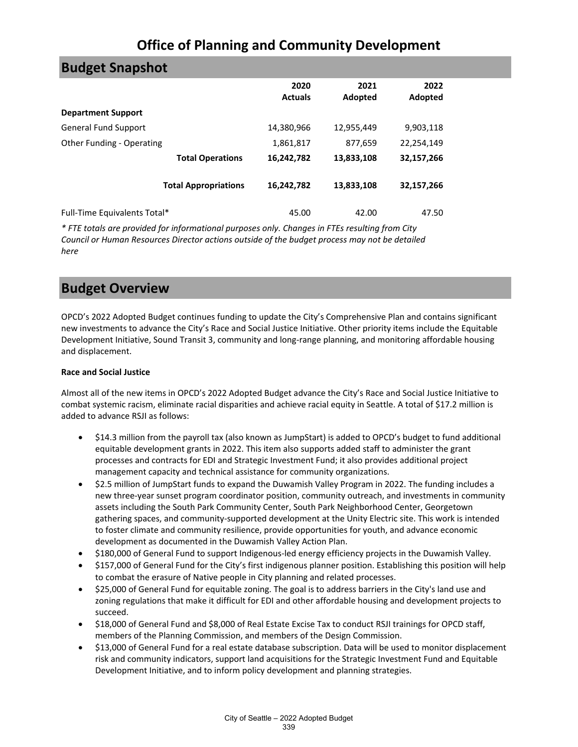# Office of Planning and Community Development

## Budget Snapshot

| | 2020 Actuals | 2021 Adopted | 2022 Adopted |
|---|---|---|---|
| **Department Support** | | | |
| General Fund Support | 14,380,966 | 12,955,449 | 9,903,118 |
| Other Funding - Operating | 1,861,817 | 877,659 | 22,254,149 |
| **Total Operations** | **16,242,782** | **13,833,108** | **32,157,266** |
| **Total Appropriations** | **16,242,782** | **13,833,108** | **32,157,266** |
| Full-Time Equivalents Total* | 45.00 | 42.00 | 47.50 |

*\* FTE totals are provided for informational purposes only. Changes in FTEs resulting from City Council or Human Resources Director actions outside of the budget process may not be detailed here*

## Budget Overview

OPCD's 2022 Adopted Budget continues funding to update the City's Comprehensive Plan and contains significant new investments to advance the City's Race and Social Justice Initiative. Other priority items include the Equitable Development Initiative, Sound Transit 3, community and long-range planning, and monitoring affordable housing and displacement.

**Race and Social Justice**

Almost all of the new items in OPCD's 2022 Adopted Budget advance the City's Race and Social Justice Initiative to combat systemic racism, eliminate racial disparities and achieve racial equity in Seattle. A total of $17.2 million is added to advance RSJI as follows:

- $14.3 million from the payroll tax (also known as JumpStart) is added to OPCD's budget to fund additional equitable development grants in 2022. This item also supports added staff to administer the grant processes and contracts for EDI and Strategic Investment Fund; it also provides additional project management capacity and technical assistance for community organizations.
- $2.5 million of JumpStart funds to expand the Duwamish Valley Program in 2022. The funding includes a new three-year sunset program coordinator position, community outreach, and investments in community assets including the South Park Community Center, South Park Neighborhood Center, Georgetown gathering spaces, and community-supported development at the Unity Electric site. This work is intended to foster climate and community resilience, provide opportunities for youth, and advance economic development as documented in the Duwamish Valley Action Plan.
- $180,000 of General Fund to support Indigenous-led energy efficiency projects in the Duwamish Valley.
- $157,000 of General Fund for the City's first indigenous planner position. Establishing this position will help to combat the erasure of Native people in City planning and related processes.
- $25,000 of General Fund for equitable zoning. The goal is to address barriers in the City's land use and zoning regulations that make it difficult for EDI and other affordable housing and development projects to succeed.
- $18,000 of General Fund and $8,000 of Real Estate Excise Tax to conduct RSJI trainings for OPCD staff, members of the Planning Commission, and members of the Design Commission.
- $13,000 of General Fund for a real estate database subscription. Data will be used to monitor displacement risk and community indicators, support land acquisitions for the Strategic Investment Fund and Equitable Development Initiative, and to inform policy development and planning strategies.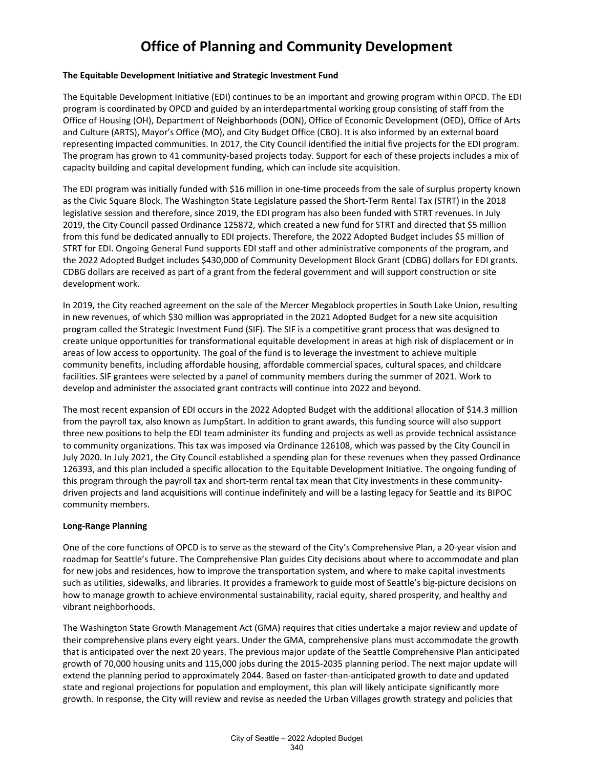# Office of Planning and Community Development

**The Equitable Development Initiative and Strategic Investment Fund**

The Equitable Development Initiative (EDI) continues to be an important and growing program within OPCD. The EDI program is coordinated by OPCD and guided by an interdepartmental working group consisting of staff from the Office of Housing (OH), Department of Neighborhoods (DON), Office of Economic Development (OED), Office of Arts and Culture (ARTS), Mayor's Office (MO), and City Budget Office (CBO). It is also informed by an external board representing impacted communities. In 2017, the City Council identified the initial five projects for the EDI program. The program has grown to 41 community-based projects today. Support for each of these projects includes a mix of capacity building and capital development funding, which can include site acquisition.

The EDI program was initially funded with $16 million in one-time proceeds from the sale of surplus property known as the Civic Square Block. The Washington State Legislature passed the Short-Term Rental Tax (STRT) in the 2018 legislative session and therefore, since 2019, the EDI program has also been funded with STRT revenues. In July 2019, the City Council passed Ordinance 125872, which created a new fund for STRT and directed that $5 million from this fund be dedicated annually to EDI projects. Therefore, the 2022 Adopted Budget includes $5 million of STRT for EDI. Ongoing General Fund supports EDI staff and other administrative components of the program, and the 2022 Adopted Budget includes $430,000 of Community Development Block Grant (CDBG) dollars for EDI grants. CDBG dollars are received as part of a grant from the federal government and will support construction or site development work.

In 2019, the City reached agreement on the sale of the Mercer Megablock properties in South Lake Union, resulting in new revenues, of which $30 million was appropriated in the 2021 Adopted Budget for a new site acquisition program called the Strategic Investment Fund (SIF). The SIF is a competitive grant process that was designed to create unique opportunities for transformational equitable development in areas at high risk of displacement or in areas of low access to opportunity. The goal of the fund is to leverage the investment to achieve multiple community benefits, including affordable housing, affordable commercial spaces, cultural spaces, and childcare facilities. SIF grantees were selected by a panel of community members during the summer of 2021. Work to develop and administer the associated grant contracts will continue into 2022 and beyond.

The most recent expansion of EDI occurs in the 2022 Adopted Budget with the additional allocation of $14.3 million from the payroll tax, also known as JumpStart. In addition to grant awards, this funding source will also support three new positions to help the EDI team administer its funding and projects as well as provide technical assistance to community organizations. This tax was imposed via Ordinance 126108, which was passed by the City Council in July 2020. In July 2021, the City Council established a spending plan for these revenues when they passed Ordinance 126393, and this plan included a specific allocation to the Equitable Development Initiative. The ongoing funding of this program through the payroll tax and short-term rental tax mean that City investments in these community-driven projects and land acquisitions will continue indefinitely and will be a lasting legacy for Seattle and its BIPOC community members.

**Long-Range Planning**

One of the core functions of OPCD is to serve as the steward of the City's Comprehensive Plan, a 20-year vision and roadmap for Seattle's future. The Comprehensive Plan guides City decisions about where to accommodate and plan for new jobs and residences, how to improve the transportation system, and where to make capital investments such as utilities, sidewalks, and libraries. It provides a framework to guide most of Seattle's big-picture decisions on how to manage growth to achieve environmental sustainability, racial equity, shared prosperity, and healthy and vibrant neighborhoods.

The Washington State Growth Management Act (GMA) requires that cities undertake a major review and update of their comprehensive plans every eight years. Under the GMA, comprehensive plans must accommodate the growth that is anticipated over the next 20 years. The previous major update of the Seattle Comprehensive Plan anticipated growth of 70,000 housing units and 115,000 jobs during the 2015-2035 planning period. The next major update will extend the planning period to approximately 2044. Based on faster-than-anticipated growth to date and updated state and regional projections for population and employment, this plan will likely anticipate significantly more growth. In response, the City will review and revise as needed the Urban Villages growth strategy and policies that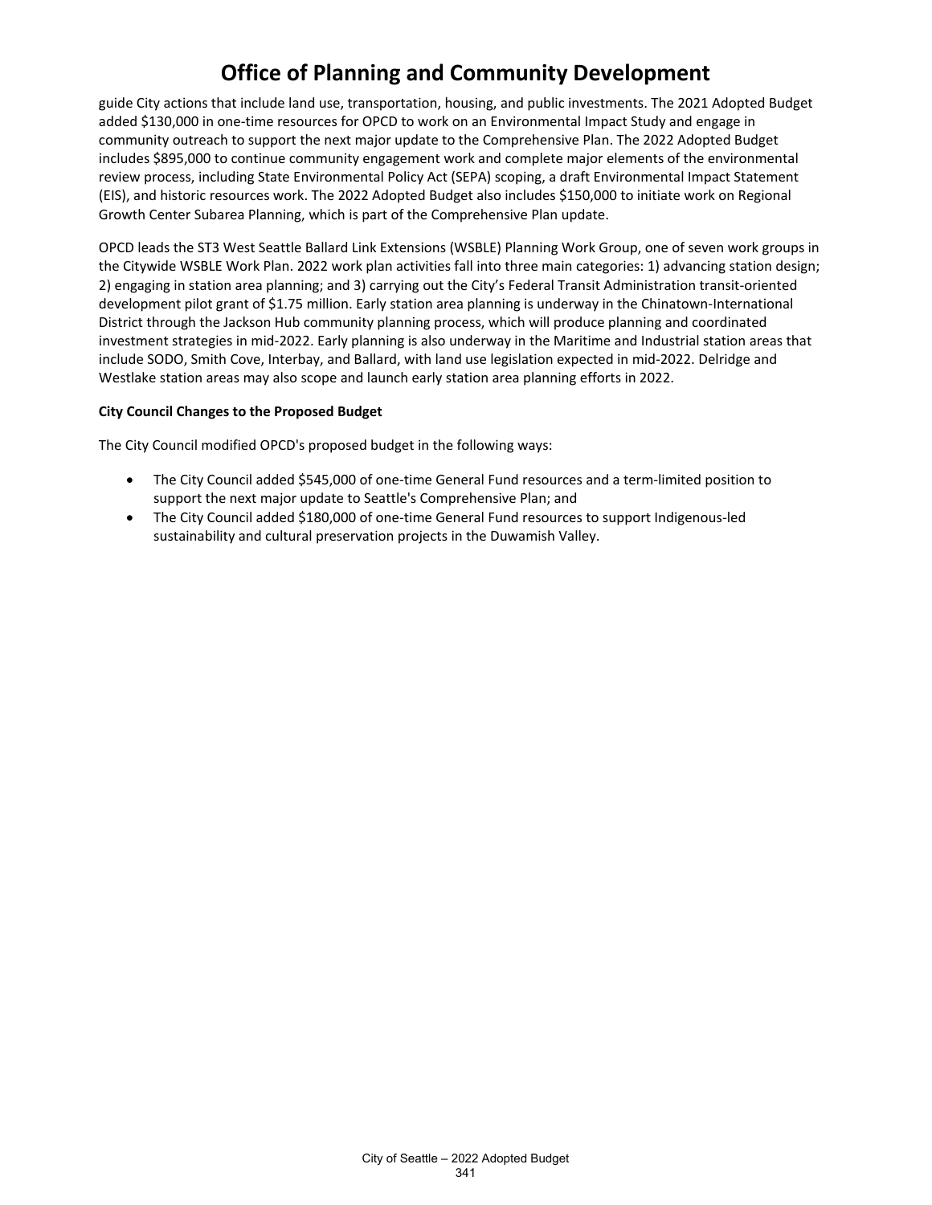guide City actions that include land use, transportation, housing, and public investments. The 2021 Adopted Budget added $130,000 in one-time resources for OPCD to work on an Environmental Impact Study and engage in community outreach to support the next major update to the Comprehensive Plan. The 2022 Adopted Budget includes $895,000 to continue community engagement work and complete major elements of the environmental review process, including State Environmental Policy Act (SEPA) scoping, a draft Environmental Impact Statement (EIS), and historic resources work. The 2022 Adopted Budget also includes $150,000 to initiate work on Regional Growth Center Subarea Planning, which is part of the Comprehensive Plan update.

OPCD leads the ST3 West Seattle Ballard Link Extensions (WSBLE) Planning Work Group, one of seven work groups in the Citywide WSBLE Work Plan. 2022 work plan activities fall into three main categories: 1) advancing station design; 2) engaging in station area planning; and 3) carrying out the City's Federal Transit Administration transit-oriented development pilot grant of $1.75 million. Early station area planning is underway in the Chinatown-International District through the Jackson Hub community planning process, which will produce planning and coordinated investment strategies in mid-2022. Early planning is also underway in the Maritime and Industrial station areas that include SODO, Smith Cove, Interbay, and Ballard, with land use legislation expected in mid-2022. Delridge and Westlake station areas may also scope and launch early station area planning efforts in 2022.

**City Council Changes to the Proposed Budget**

The City Council modified OPCD's proposed budget in the following ways:

- The City Council added $545,000 of one-time General Fund resources and a term-limited position to support the next major update to Seattle's Comprehensive Plan; and
- The City Council added $180,000 of one-time General Fund resources to support Indigenous-led sustainability and cultural preservation projects in the Duwamish Valley.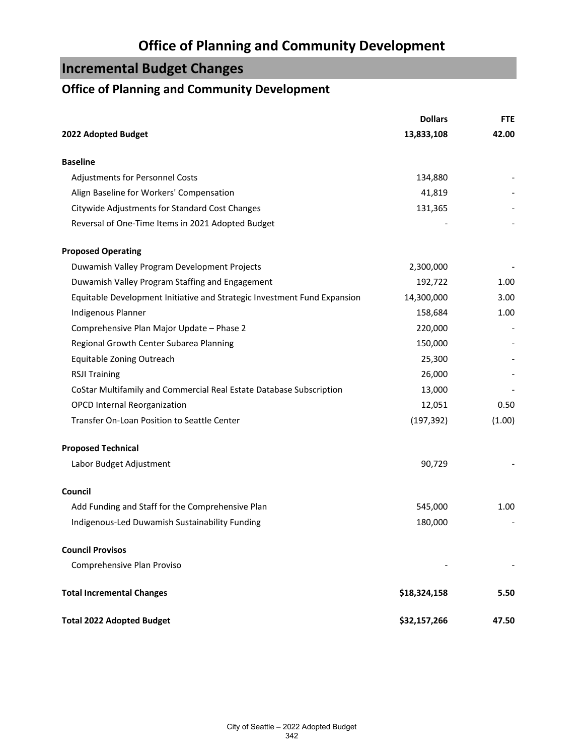# Office of Planning and Community Development

## Incremental Budget Changes

### Office of Planning and Community Development

| | Dollars | FTE |
|---|---|---|
| **2022 Adopted Budget** | **13,833,108** | **42.00** |
| | | |
| **Baseline** | | |
| Adjustments for Personnel Costs | 134,880 | - |
| Align Baseline for Workers' Compensation | 41,819 | - |
| Citywide Adjustments for Standard Cost Changes | 131,365 | - |
| Reversal of One-Time Items in 2021 Adopted Budget | - | - |
| | | |
| **Proposed Operating** | | |
| Duwamish Valley Program Development Projects | 2,300,000 | - |
| Duwamish Valley Program Staffing and Engagement | 192,722 | 1.00 |
| Equitable Development Initiative and Strategic Investment Fund Expansion | 14,300,000 | 3.00 |
| Indigenous Planner | 158,684 | 1.00 |
| Comprehensive Plan Major Update – Phase 2 | 220,000 | - |
| Regional Growth Center Subarea Planning | 150,000 | - |
| Equitable Zoning Outreach | 25,300 | - |
| RSJI Training | 26,000 | - |
| CoStar Multifamily and Commercial Real Estate Database Subscription | 13,000 | - |
| OPCD Internal Reorganization | 12,051 | 0.50 |
| Transfer On-Loan Position to Seattle Center | (197,392) | (1.00) |
| | | |
| **Proposed Technical** | | |
| Labor Budget Adjustment | 90,729 | - |
| | | |
| **Council** | | |
| Add Funding and Staff for the Comprehensive Plan | 545,000 | 1.00 |
| Indigenous-Led Duwamish Sustainability Funding | 180,000 | - |
| | | |
| **Council Provisos** | | |
| Comprehensive Plan Proviso | - | - |
| | | |
| **Total Incremental Changes** | **$18,324,158** | **5.50** |
| | | |
| **Total 2022 Adopted Budget** | **$32,157,266** | **47.50** |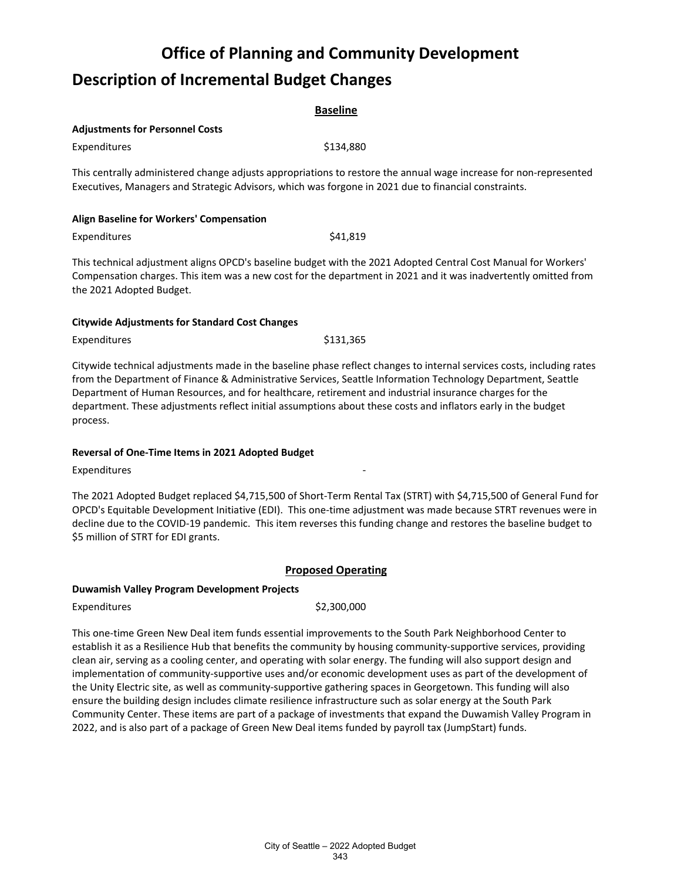# Office of Planning and Community Development

## Description of Incremental Budget Changes

**Baseline**

**Adjustments for Personnel Costs**

Expenditures $134,880

This centrally administered change adjusts appropriations to restore the annual wage increase for non-represented Executives, Managers and Strategic Advisors, which was forgone in 2021 due to financial constraints.

**Align Baseline for Workers' Compensation**

Expenditures $41,819

This technical adjustment aligns OPCD's baseline budget with the 2021 Adopted Central Cost Manual for Workers' Compensation charges. This item was a new cost for the department in 2021 and it was inadvertently omitted from the 2021 Adopted Budget.

**Citywide Adjustments for Standard Cost Changes**

Expenditures $131,365

Citywide technical adjustments made in the baseline phase reflect changes to internal services costs, including rates from the Department of Finance & Administrative Services, Seattle Information Technology Department, Seattle Department of Human Resources, and for healthcare, retirement and industrial insurance charges for the department. These adjustments reflect initial assumptions about these costs and inflators early in the budget process.

**Reversal of One-Time Items in 2021 Adopted Budget**

Expenditures -

The 2021 Adopted Budget replaced $4,715,500 of Short-Term Rental Tax (STRT) with $4,715,500 of General Fund for OPCD's Equitable Development Initiative (EDI). This one-time adjustment was made because STRT revenues were in decline due to the COVID-19 pandemic. This item reverses this funding change and restores the baseline budget to $5 million of STRT for EDI grants.

**Proposed Operating**

**Duwamish Valley Program Development Projects**

Expenditures $2,300,000

This one-time Green New Deal item funds essential improvements to the South Park Neighborhood Center to establish it as a Resilience Hub that benefits the community by housing community-supportive services, providing clean air, serving as a cooling center, and operating with solar energy. The funding will also support design and implementation of community-supportive uses and/or economic development uses as part of the development of the Unity Electric site, as well as community-supportive gathering spaces in Georgetown. This funding will also ensure the building design includes climate resilience infrastructure such as solar energy at the South Park Community Center. These items are part of a package of investments that expand the Duwamish Valley Program in 2022, and is also part of a package of Green New Deal items funded by payroll tax (JumpStart) funds.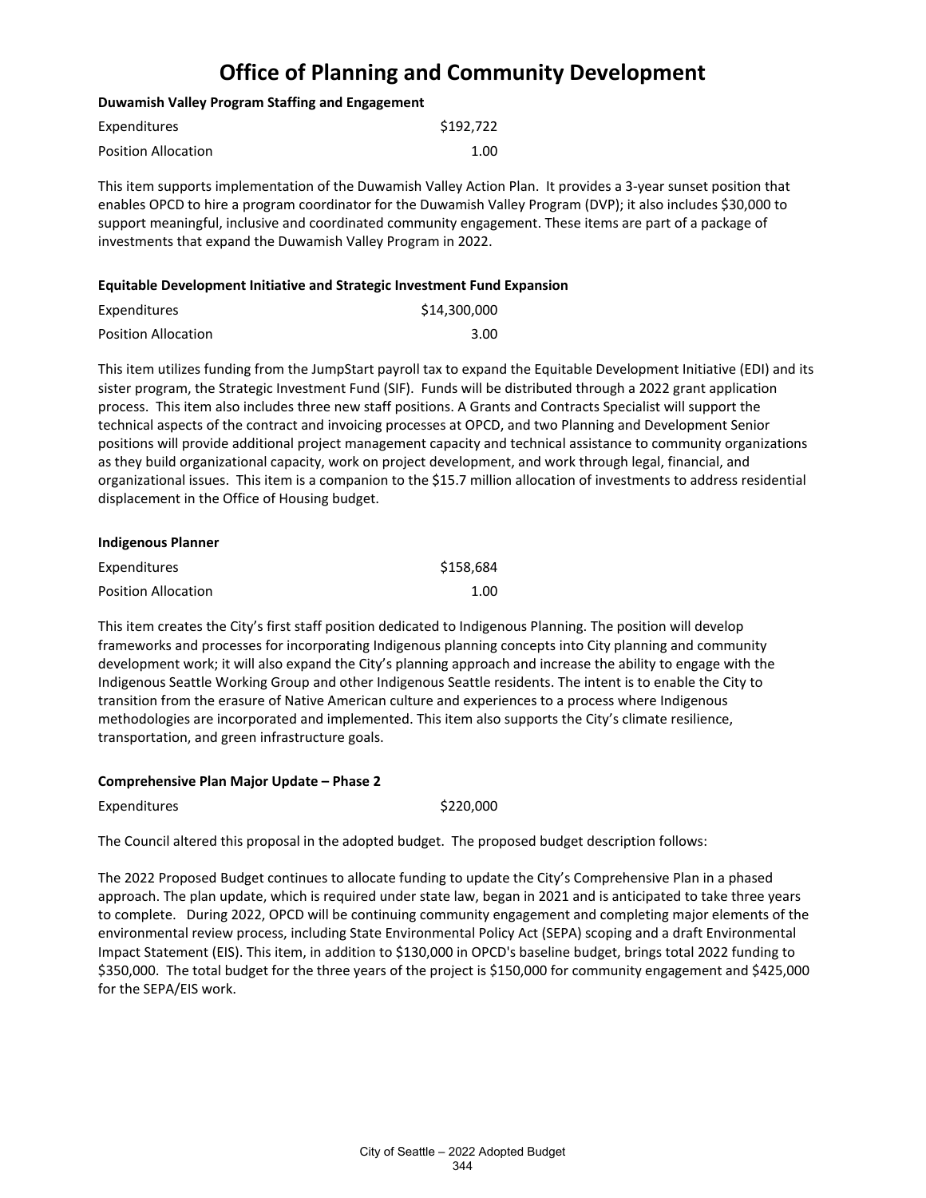# Office of Planning and Community Development

**Duwamish Valley Program Staffing and Engagement**

| | |
|---|---|
| Expenditures | $192,722 |
| Position Allocation | 1.00 |

This item supports implementation of the Duwamish Valley Action Plan. It provides a 3-year sunset position that enables OPCD to hire a program coordinator for the Duwamish Valley Program (DVP); it also includes $30,000 to support meaningful, inclusive and coordinated community engagement. These items are part of a package of investments that expand the Duwamish Valley Program in 2022.

**Equitable Development Initiative and Strategic Investment Fund Expansion**

| | |
|---|---|
| Expenditures | $14,300,000 |
| Position Allocation | 3.00 |

This item utilizes funding from the JumpStart payroll tax to expand the Equitable Development Initiative (EDI) and its sister program, the Strategic Investment Fund (SIF). Funds will be distributed through a 2022 grant application process. This item also includes three new staff positions. A Grants and Contracts Specialist will support the technical aspects of the contract and invoicing processes at OPCD, and two Planning and Development Senior positions will provide additional project management capacity and technical assistance to community organizations as they build organizational capacity, work on project development, and work through legal, financial, and organizational issues. This item is a companion to the $15.7 million allocation of investments to address residential displacement in the Office of Housing budget.

**Indigenous Planner**

| | |
|---|---|
| Expenditures | $158,684 |
| Position Allocation | 1.00 |

This item creates the City's first staff position dedicated to Indigenous Planning. The position will develop frameworks and processes for incorporating Indigenous planning concepts into City planning and community development work; it will also expand the City's planning approach and increase the ability to engage with the Indigenous Seattle Working Group and other Indigenous Seattle residents. The intent is to enable the City to transition from the erasure of Native American culture and experiences to a process where Indigenous methodologies are incorporated and implemented. This item also supports the City's climate resilience, transportation, and green infrastructure goals.

**Comprehensive Plan Major Update – Phase 2**

| | |
|---|---|
| Expenditures | $220,000 |

The Council altered this proposal in the adopted budget. The proposed budget description follows:

The 2022 Proposed Budget continues to allocate funding to update the City's Comprehensive Plan in a phased approach. The plan update, which is required under state law, began in 2021 and is anticipated to take three years to complete. During 2022, OPCD will be continuing community engagement and completing major elements of the environmental review process, including State Environmental Policy Act (SEPA) scoping and a draft Environmental Impact Statement (EIS). This item, in addition to $130,000 in OPCD's baseline budget, brings total 2022 funding to $350,000. The total budget for the three years of the project is $150,000 for community engagement and $425,000 for the SEPA/EIS work.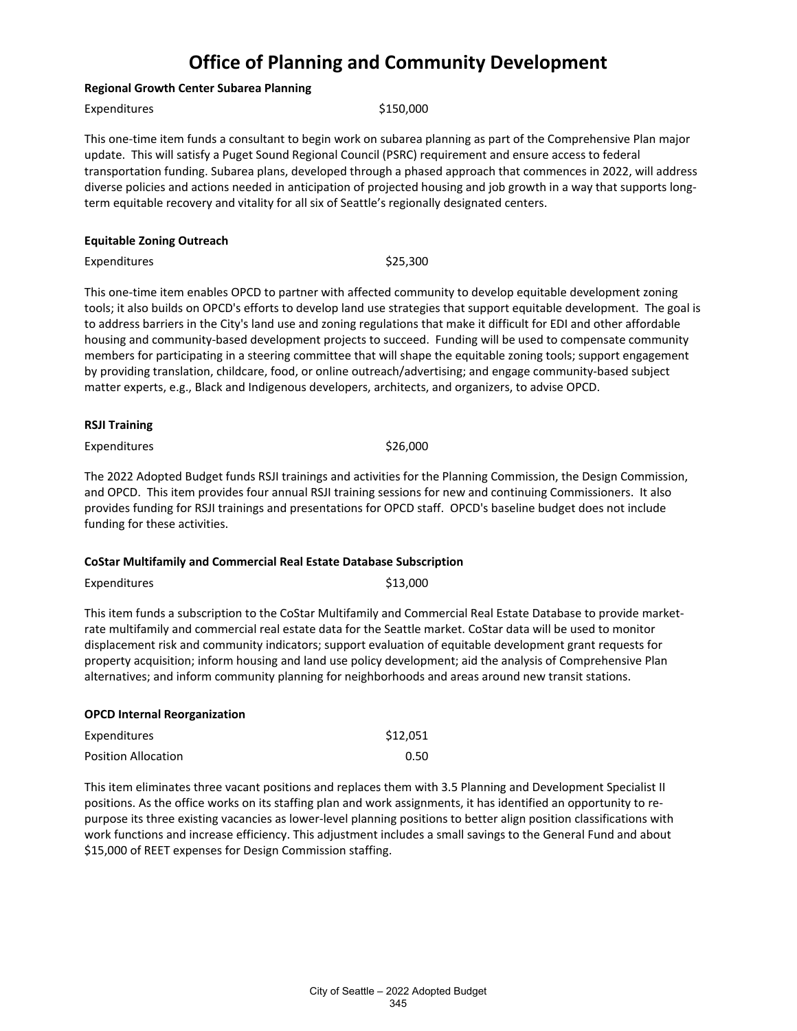# Office of Planning and Community Development

**Regional Growth Center Subarea Planning**

| | |
|---|---|
| Expenditures | $150,000 |

This one-time item funds a consultant to begin work on subarea planning as part of the Comprehensive Plan major update. This will satisfy a Puget Sound Regional Council (PSRC) requirement and ensure access to federal transportation funding. Subarea plans, developed through a phased approach that commences in 2022, will address diverse policies and actions needed in anticipation of projected housing and job growth in a way that supports long-term equitable recovery and vitality for all six of Seattle's regionally designated centers.

**Equitable Zoning Outreach**

| | |
|---|---|
| Expenditures | $25,300 |

This one-time item enables OPCD to partner with affected community to develop equitable development zoning tools; it also builds on OPCD's efforts to develop land use strategies that support equitable development. The goal is to address barriers in the City's land use and zoning regulations that make it difficult for EDI and other affordable housing and community-based development projects to succeed. Funding will be used to compensate community members for participating in a steering committee that will shape the equitable zoning tools; support engagement by providing translation, childcare, food, or online outreach/advertising; and engage community-based subject matter experts, e.g., Black and Indigenous developers, architects, and organizers, to advise OPCD.

**RSJI Training**

| | |
|---|---|
| Expenditures | $26,000 |

The 2022 Adopted Budget funds RSJI trainings and activities for the Planning Commission, the Design Commission, and OPCD. This item provides four annual RSJI training sessions for new and continuing Commissioners. It also provides funding for RSJI trainings and presentations for OPCD staff. OPCD's baseline budget does not include funding for these activities.

**CoStar Multifamily and Commercial Real Estate Database Subscription**

| | |
|---|---|
| Expenditures | $13,000 |

This item funds a subscription to the CoStar Multifamily and Commercial Real Estate Database to provide market-rate multifamily and commercial real estate data for the Seattle market. CoStar data will be used to monitor displacement risk and community indicators; support evaluation of equitable development grant requests for property acquisition; inform housing and land use policy development; aid the analysis of Comprehensive Plan alternatives; and inform community planning for neighborhoods and areas around new transit stations.

**OPCD Internal Reorganization**

| | |
|---|---|
| Expenditures | $12,051 |
| Position Allocation | 0.50 |

This item eliminates three vacant positions and replaces them with 3.5 Planning and Development Specialist II positions. As the office works on its staffing plan and work assignments, it has identified an opportunity to re-purpose its three existing vacancies as lower-level planning positions to better align position classifications with work functions and increase efficiency. This adjustment includes a small savings to the General Fund and about $15,000 of REET expenses for Design Commission staffing.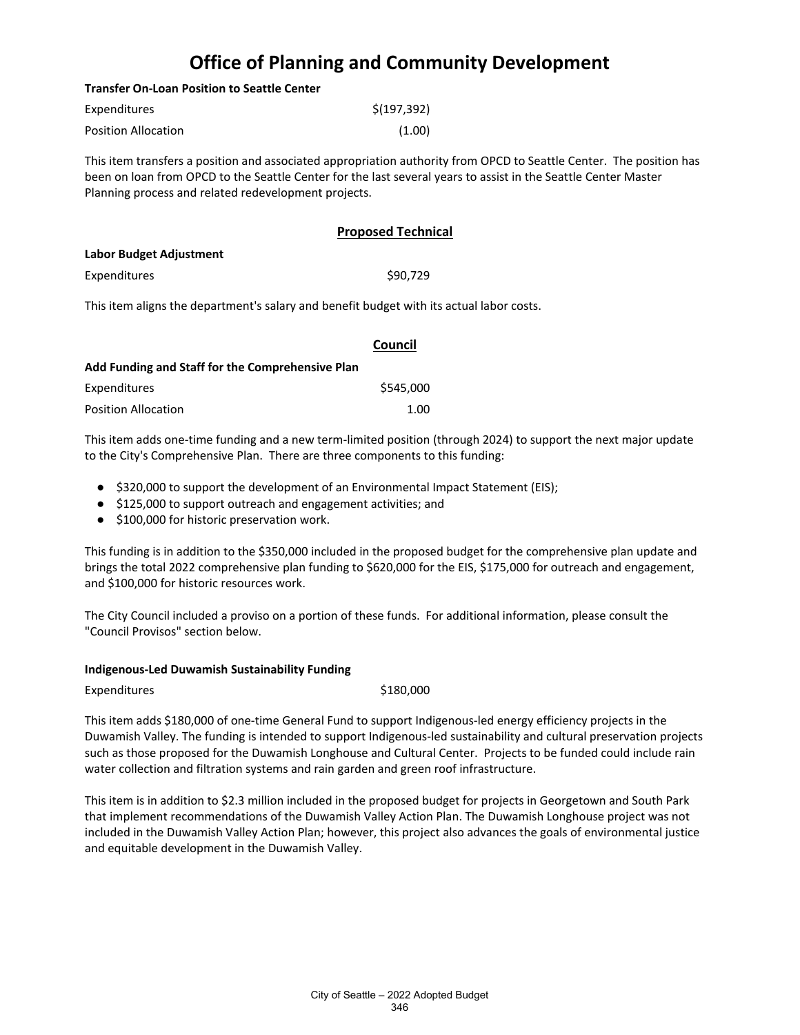# Office of Planning and Community Development

**Transfer On-Loan Position to Seattle Center**

| | |
|---|---|
| Expenditures | $(197,392) |
| Position Allocation | (1.00) |

This item transfers a position and associated appropriation authority from OPCD to Seattle Center. The position has been on loan from OPCD to the Seattle Center for the last several years to assist in the Seattle Center Master Planning process and related redevelopment projects.

## Proposed Technical

**Labor Budget Adjustment**

| | |
|---|---|
| Expenditures | $90,729 |

This item aligns the department's salary and benefit budget with its actual labor costs.

## Council

**Add Funding and Staff for the Comprehensive Plan**

| | |
|---|---|
| Expenditures | $545,000 |
| Position Allocation | 1.00 |

This item adds one-time funding and a new term-limited position (through 2024) to support the next major update to the City's Comprehensive Plan. There are three components to this funding:

- $320,000 to support the development of an Environmental Impact Statement (EIS);
- $125,000 to support outreach and engagement activities; and
- $100,000 for historic preservation work.

This funding is in addition to the $350,000 included in the proposed budget for the comprehensive plan update and brings the total 2022 comprehensive plan funding to $620,000 for the EIS, $175,000 for outreach and engagement, and $100,000 for historic resources work.

The City Council included a proviso on a portion of these funds. For additional information, please consult the "Council Provisos" section below.

**Indigenous-Led Duwamish Sustainability Funding**

| | |
|---|---|
| Expenditures | $180,000 |

This item adds $180,000 of one-time General Fund to support Indigenous-led energy efficiency projects in the Duwamish Valley. The funding is intended to support Indigenous-led sustainability and cultural preservation projects such as those proposed for the Duwamish Longhouse and Cultural Center. Projects to be funded could include rain water collection and filtration systems and rain garden and green roof infrastructure.

This item is in addition to $2.3 million included in the proposed budget for projects in Georgetown and South Park that implement recommendations of the Duwamish Valley Action Plan. The Duwamish Longhouse project was not included in the Duwamish Valley Action Plan; however, this project also advances the goals of environmental justice and equitable development in the Duwamish Valley.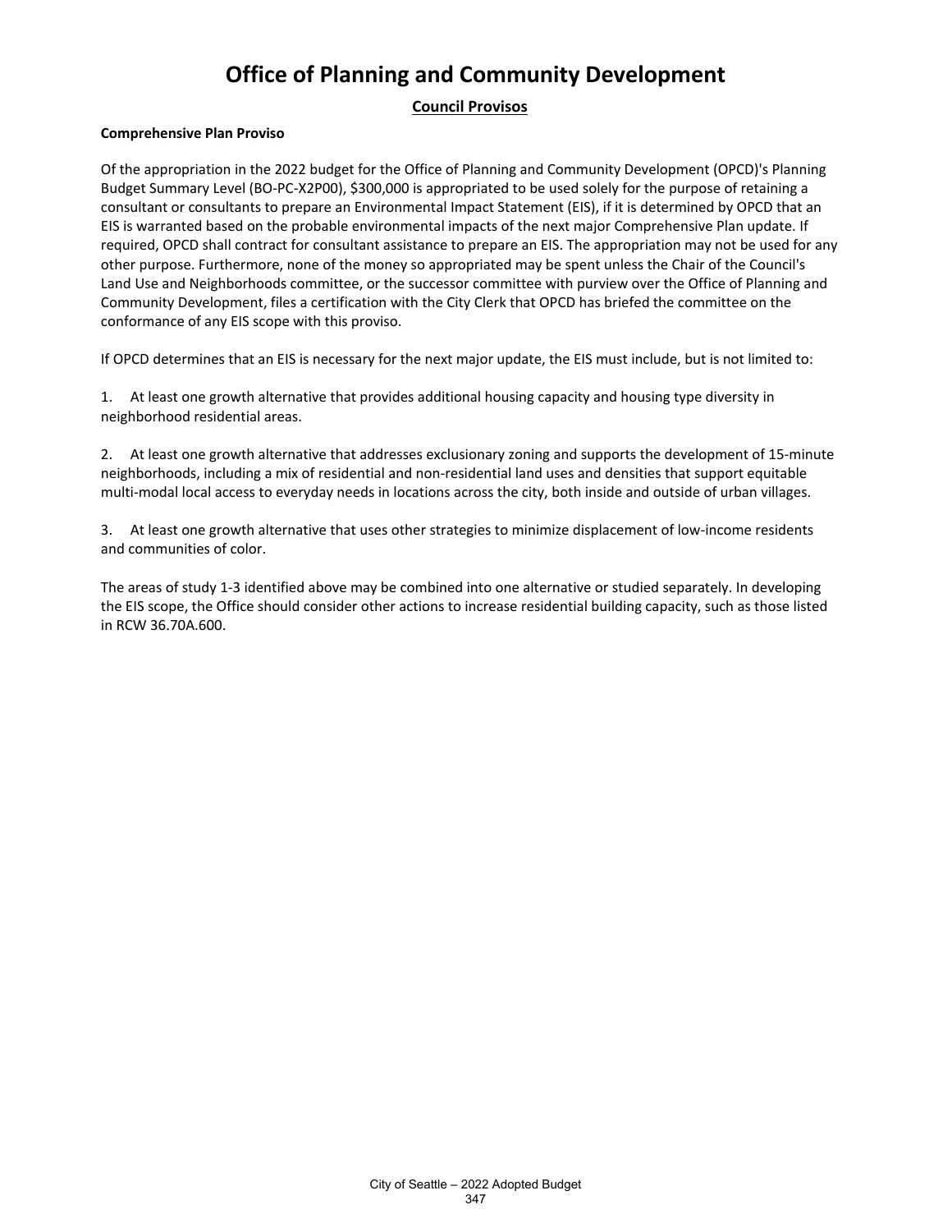# Office of Planning and Community Development

## Council Provisos

**Comprehensive Plan Proviso**

Of the appropriation in the 2022 budget for the Office of Planning and Community Development (OPCD)'s Planning Budget Summary Level (BO-PC-X2P00), $300,000 is appropriated to be used solely for the purpose of retaining a consultant or consultants to prepare an Environmental Impact Statement (EIS), if it is determined by OPCD that an EIS is warranted based on the probable environmental impacts of the next major Comprehensive Plan update. If required, OPCD shall contract for consultant assistance to prepare an EIS. The appropriation may not be used for any other purpose. Furthermore, none of the money so appropriated may be spent unless the Chair of the Council's Land Use and Neighborhoods committee, or the successor committee with purview over the Office of Planning and Community Development, files a certification with the City Clerk that OPCD has briefed the committee on the conformance of any EIS scope with this proviso.

If OPCD determines that an EIS is necessary for the next major update, the EIS must include, but is not limited to:

1. At least one growth alternative that provides additional housing capacity and housing type diversity in neighborhood residential areas.

2. At least one growth alternative that addresses exclusionary zoning and supports the development of 15-minute neighborhoods, including a mix of residential and non-residential land uses and densities that support equitable multi-modal local access to everyday needs in locations across the city, both inside and outside of urban villages.

3. At least one growth alternative that uses other strategies to minimize displacement of low-income residents and communities of color.

The areas of study 1-3 identified above may be combined into one alternative or studied separately. In developing the EIS scope, the Office should consider other actions to increase residential building capacity, such as those listed in RCW 36.70A.600.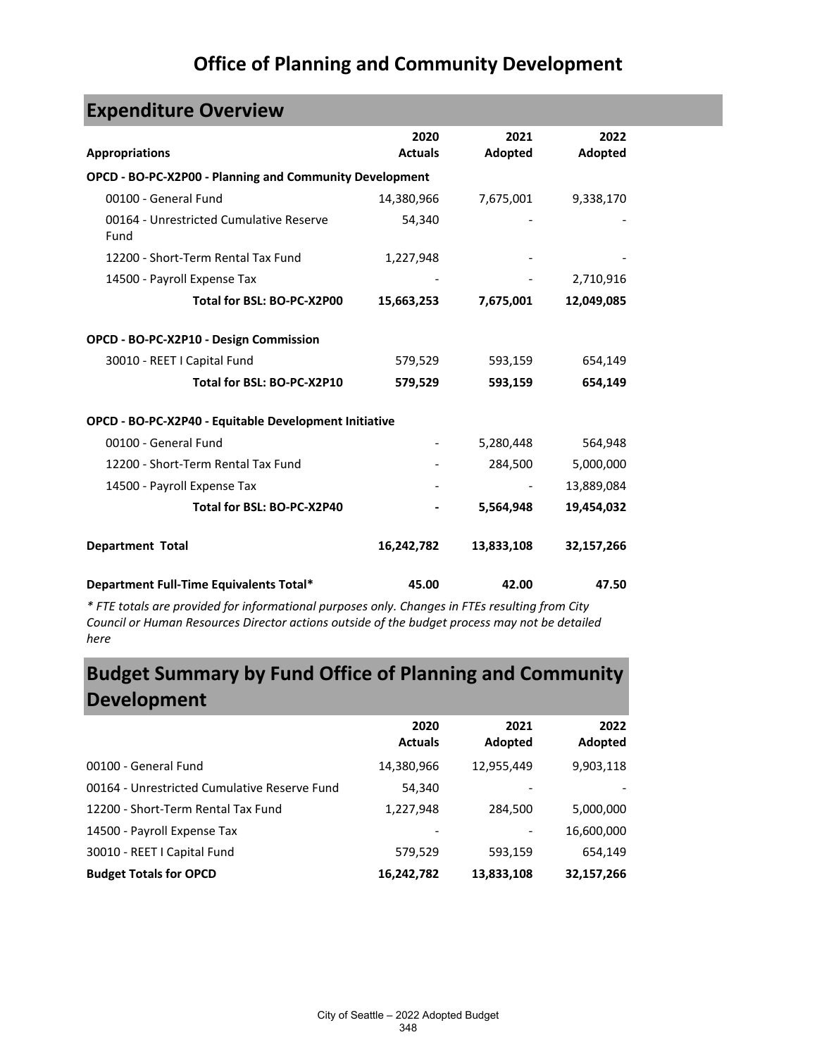# Office of Planning and Community Development

## Expenditure Overview

| Appropriations | 2020 Actuals | 2021 Adopted | 2022 Adopted |
|---|---|---|---|
| **OPCD - BO-PC-X2P00 - Planning and Community Development** | | | |
| 00100 - General Fund | 14,380,966 | 7,675,001 | 9,338,170 |
| 00164 - Unrestricted Cumulative Reserve Fund | 54,340 | - | - |
| 12200 - Short-Term Rental Tax Fund | 1,227,948 | - | - |
| 14500 - Payroll Expense Tax | - | - | 2,710,916 |
| **Total for BSL: BO-PC-X2P00** | **15,663,253** | **7,675,001** | **12,049,085** |
| **OPCD - BO-PC-X2P10 - Design Commission** | | | |
| 30010 - REET I Capital Fund | 579,529 | 593,159 | 654,149 |
| **Total for BSL: BO-PC-X2P10** | **579,529** | **593,159** | **654,149** |
| **OPCD - BO-PC-X2P40 - Equitable Development Initiative** | | | |
| 00100 - General Fund | - | 5,280,448 | 564,948 |
| 12200 - Short-Term Rental Tax Fund | - | 284,500 | 5,000,000 |
| 14500 - Payroll Expense Tax | - | - | 13,889,084 |
| **Total for BSL: BO-PC-X2P40** | **-** | **5,564,948** | **19,454,032** |
| **Department Total** | **16,242,782** | **13,833,108** | **32,157,266** |
| **Department Full-Time Equivalents Total*** | **45.00** | **42.00** | **47.50** |

*\* FTE totals are provided for informational purposes only. Changes in FTEs resulting from City Council or Human Resources Director actions outside of the budget process may not be detailed here*

## Budget Summary by Fund Office of Planning and Community Development

| | 2020 Actuals | 2021 Adopted | 2022 Adopted |
|---|---|---|---|
| 00100 - General Fund | 14,380,966 | 12,955,449 | 9,903,118 |
| 00164 - Unrestricted Cumulative Reserve Fund | 54,340 | - | - |
| 12200 - Short-Term Rental Tax Fund | 1,227,948 | 284,500 | 5,000,000 |
| 14500 - Payroll Expense Tax | - | - | 16,600,000 |
| 30010 - REET I Capital Fund | 579,529 | 593,159 | 654,149 |
| **Budget Totals for OPCD** | **16,242,782** | **13,833,108** | **32,157,266** |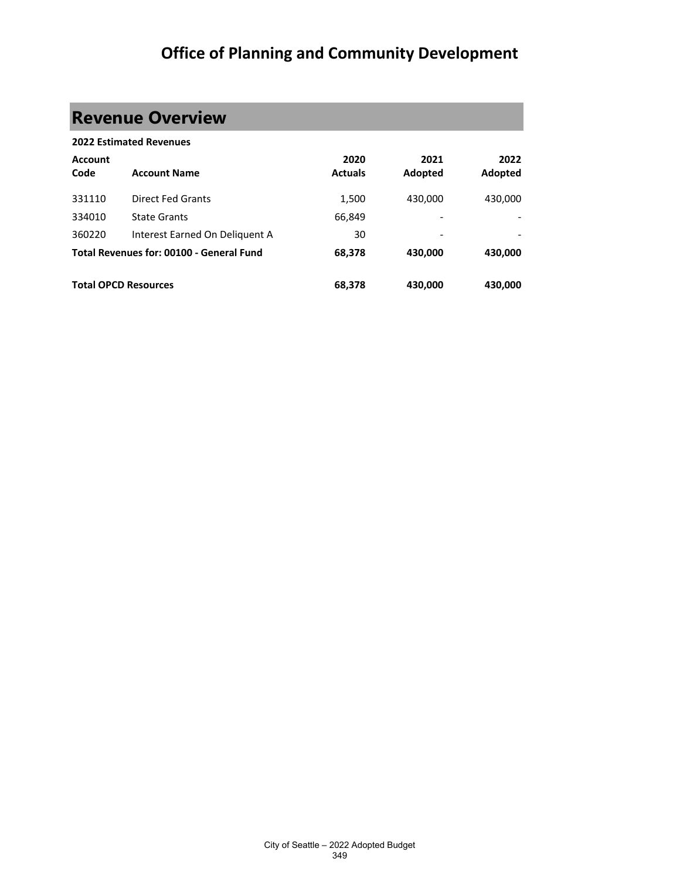# Office of Planning and Community Development

## Revenue Overview

**2022 Estimated Revenues**

| Account Code | Account Name | 2020 Actuals | 2021 Adopted | 2022 Adopted |
|---|---|---|---|---|
| 331110 | Direct Fed Grants | 1,500 | 430,000 | 430,000 |
| 334010 | State Grants | 66,849 | - | - |
| 360220 | Interest Earned On Deliquent A | 30 | - | - |
| **Total Revenues for: 00100 - General Fund** | | **68,378** | **430,000** | **430,000** |
| | | | | |
| **Total OPCD Resources** | | **68,378** | **430,000** | **430,000** |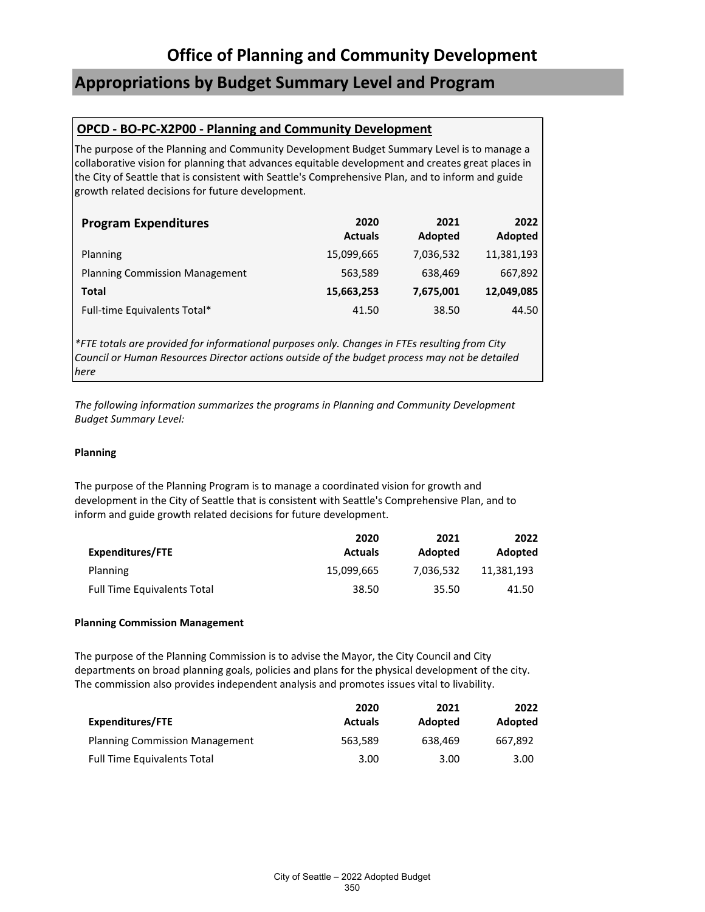# Office of Planning and Community Development

## Appropriations by Budget Summary Level and Program

### OPCD - BO-PC-X2P00 - Planning and Community Development

The purpose of the Planning and Community Development Budget Summary Level is to manage a collaborative vision for planning that advances equitable development and creates great places in the City of Seattle that is consistent with Seattle's Comprehensive Plan, and to inform and guide growth related decisions for future development.

| Program Expenditures | 2020 Actuals | 2021 Adopted | 2022 Adopted |
|---|---|---|---|
| Planning | 15,099,665 | 7,036,532 | 11,381,193 |
| Planning Commission Management | 563,589 | 638,469 | 667,892 |
| **Total** | **15,663,253** | **7,675,001** | **12,049,085** |
| Full-time Equivalents Total* | 41.50 | 38.50 | 44.50 |

*\*FTE totals are provided for informational purposes only. Changes in FTEs resulting from City Council or Human Resources Director actions outside of the budget process may not be detailed here*

*The following information summarizes the programs in Planning and Community Development Budget Summary Level:*

**Planning**

The purpose of the Planning Program is to manage a coordinated vision for growth and development in the City of Seattle that is consistent with Seattle's Comprehensive Plan, and to inform and guide growth related decisions for future development.

| Expenditures/FTE | 2020 Actuals | 2021 Adopted | 2022 Adopted |
|---|---|---|---|
| Planning | 15,099,665 | 7,036,532 | 11,381,193 |
| Full Time Equivalents Total | 38.50 | 35.50 | 41.50 |

**Planning Commission Management**

The purpose of the Planning Commission is to advise the Mayor, the City Council and City departments on broad planning goals, policies and plans for the physical development of the city. The commission also provides independent analysis and promotes issues vital to livability.

| Expenditures/FTE | 2020 Actuals | 2021 Adopted | 2022 Adopted |
|---|---|---|---|
| Planning Commission Management | 563,589 | 638,469 | 667,892 |
| Full Time Equivalents Total | 3.00 | 3.00 | 3.00 |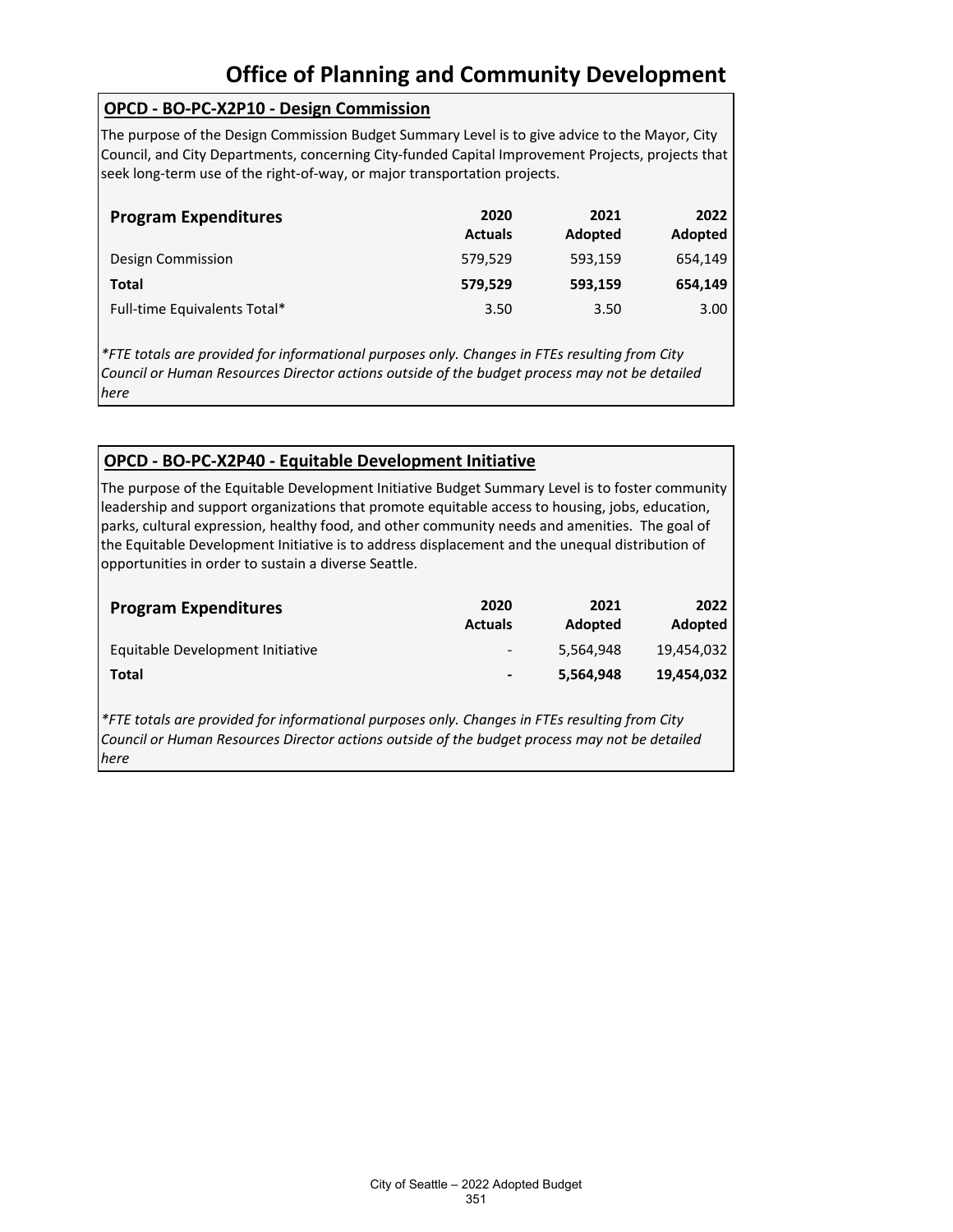# Office of Planning and Community Development

## OPCD - BO-PC-X2P10 - Design Commission

The purpose of the Design Commission Budget Summary Level is to give advice to the Mayor, City Council, and City Departments, concerning City-funded Capital Improvement Projects, projects that seek long-term use of the right-of-way, or major transportation projects.

| Program Expenditures | 2020 Actuals | 2021 Adopted | 2022 Adopted |
|---|---|---|---|
| Design Commission | 579,529 | 593,159 | 654,149 |
| **Total** | **579,529** | **593,159** | **654,149** |
| Full-time Equivalents Total* | 3.50 | 3.50 | 3.00 |

*\*FTE totals are provided for informational purposes only. Changes in FTEs resulting from City Council or Human Resources Director actions outside of the budget process may not be detailed here*

## OPCD - BO-PC-X2P40 - Equitable Development Initiative

The purpose of the Equitable Development Initiative Budget Summary Level is to foster community leadership and support organizations that promote equitable access to housing, jobs, education, parks, cultural expression, healthy food, and other community needs and amenities. The goal of the Equitable Development Initiative is to address displacement and the unequal distribution of opportunities in order to sustain a diverse Seattle.

| Program Expenditures | 2020 Actuals | 2021 Adopted | 2022 Adopted |
|---|---|---|---|
| Equitable Development Initiative | - | 5,564,948 | 19,454,032 |
| **Total** | **-** | **5,564,948** | **19,454,032** |

*\*FTE totals are provided for informational purposes only. Changes in FTEs resulting from City Council or Human Resources Director actions outside of the budget process may not be detailed here*